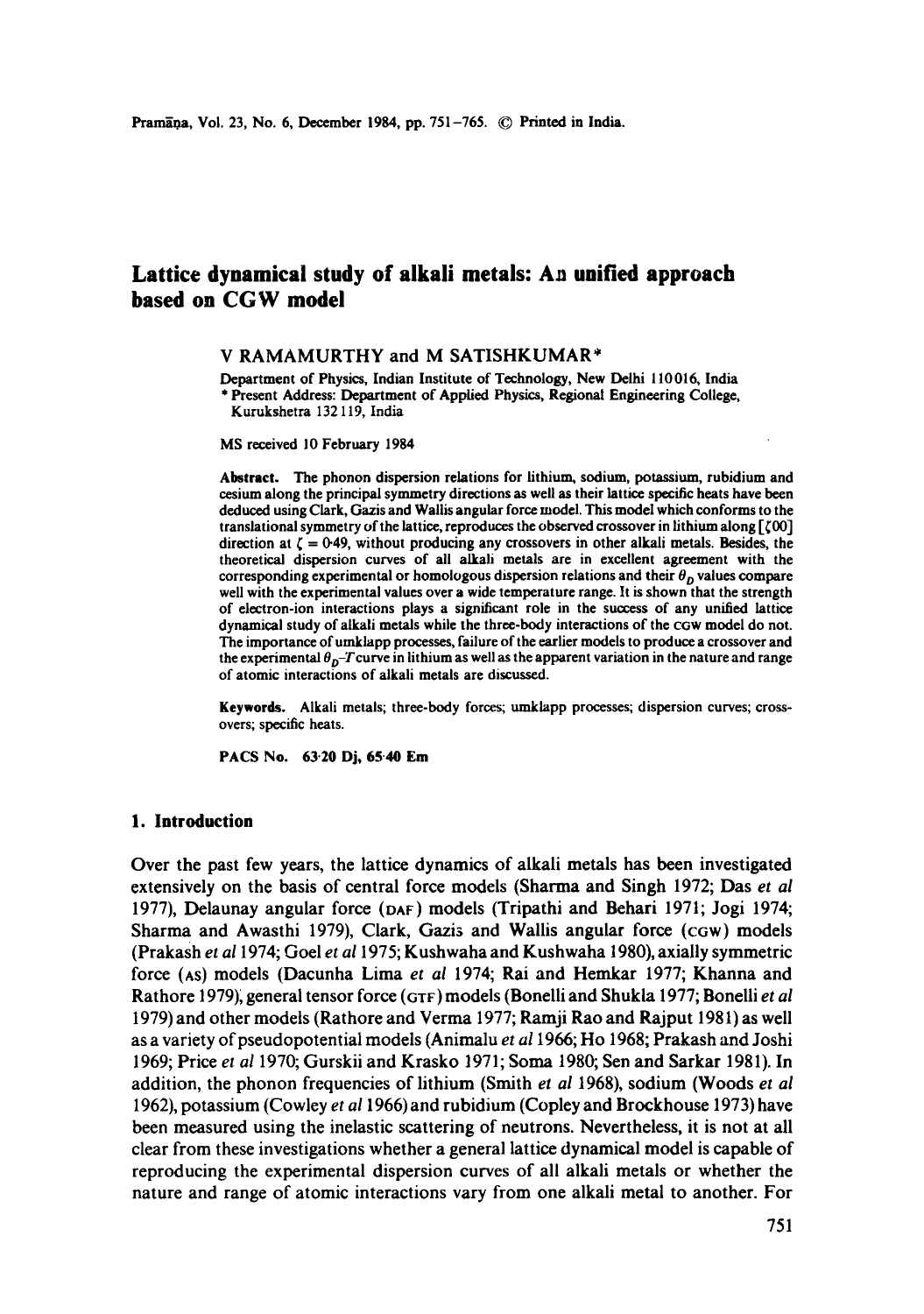# Lattice dynamical study of alkali metals: An unified approach based on CGW model

V RAMAMURTHY and M SATISHKUMAR*

Department of Physics, Indian Institute of Technology, New Delhi 110016, India
* Present Address: Department of Applied Physics, Regional Engineering College, Kurukshetra 132 119, India

MS received 10 February 1984

**Abstract.** The phonon dispersion relations for lithium, sodium, potassium, rubidium and cesium along the principal symmetry directions as well as their lattice specific heats have been deduced using Clark, Gazis and Wallis angular force model. This model which conforms to the translational symmetry of the lattice, reproduces the observed crossover in lithium along [$\zeta$00] direction at $\zeta = 0{\cdot}49$, without producing any crossovers in other alkali metals. Besides, the theoretical dispersion curves of all alkali metals are in excellent agreement with the corresponding experimental or homologous dispersion relations and their $\theta_D$ values compare well with the experimental values over a wide temperature range. It is shown that the strength of electron-ion interactions plays a significant role in the success of any unified lattice dynamical study of alkali metals while the three-body interactions of the CGW model do not. The importance of umklapp processes, failure of the earlier models to produce a crossover and the experimental $\theta_D$–$T$ curve in lithium as well as the apparent variation in the nature and range of atomic interactions of alkali metals are discussed.

**Keywords.** Alkali metals; three-body forces; umklapp processes; dispersion curves; crossovers; specific heats.

**PACS No.** 63·20 Dj, 65·40 Em

## 1. Introduction

Over the past few years, the lattice dynamics of alkali metals has been investigated extensively on the basis of central force models (Sharma and Singh 1972; Das *et al* 1977), Delaunay angular force (DAF) models (Tripathi and Behari 1971; Jogi 1974; Sharma and Awasthi 1979), Clark, Gazis and Wallis angular force (CGW) models (Prakash *et al* 1974; Goel *et al* 1975; Kushwaha and Kushwaha 1980), axially symmetric force (AS) models (Dacunha Lima *et al* 1974; Rai and Hemkar 1977; Khanna and Rathore 1979), general tensor force (GTF) models (Bonelli and Shukla 1977; Bonelli *et al* 1979) and other models (Rathore and Verma 1977; Ramji Rao and Rajput 1981) as well as a variety of pseudopotential models (Animalu *et al* 1966; Ho 1968; Prakash and Joshi 1969; Price *et al* 1970; Gurskii and Krasko 1971; Soma 1980; Sen and Sarkar 1981). In addition, the phonon frequencies of lithium (Smith *et al* 1968), sodium (Woods *et al* 1962), potassium (Cowley *et al* 1966) and rubidium (Copley and Brockhouse 1973) have been measured using the inelastic scattering of neutrons. Nevertheless, it is not at all clear from these investigations whether a general lattice dynamical model is capable of reproducing the experimental dispersion curves of all alkali metals or whether the nature and range of atomic interactions vary from one alkali metal to another. For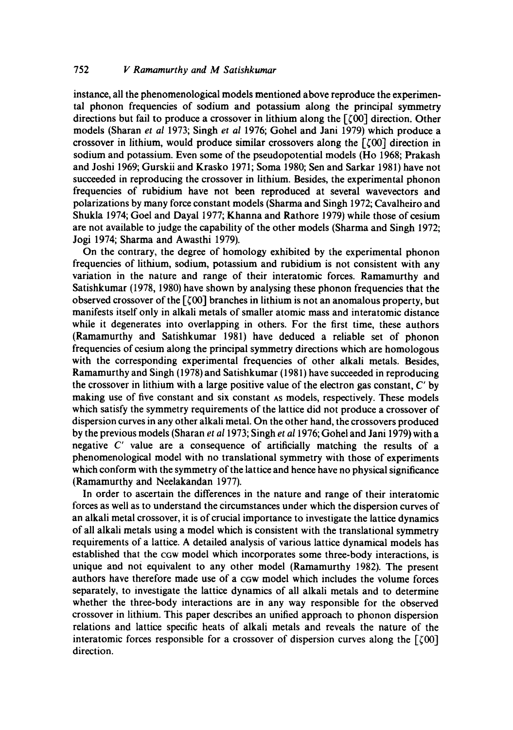instance, all the phenomenological models mentioned above reproduce the experimental phonon frequencies of sodium and potassium along the principal symmetry directions but fail to produce a crossover in lithium along the $[\zeta 00]$ direction. Other models (Sharan *et al* 1973; Singh *et al* 1976; Gohel and Jani 1979) which produce a crossover in lithium, would produce similar crossovers along the $[\zeta 00]$ direction in sodium and potassium. Even some of the pseudopotential models (Ho 1968; Prakash and Joshi 1969; Gurskii and Krasko 1971; Soma 1980; Sen and Sarkar 1981) have not succeeded in reproducing the crossover in lithium. Besides, the experimental phonon frequencies of rubidium have not been reproduced at several wavevectors and polarizations by many force constant models (Sharma and Singh 1972; Cavalheiro and Shukla 1974; Goel and Dayal 1977; Khanna and Rathore 1979) while those of cesium are not available to judge the capability of the other models (Sharma and Singh 1972; Jogi 1974; Sharma and Awasthi 1979).

On the contrary, the degree of homology exhibited by the experimental phonon frequencies of lithium, sodium, potassium and rubidium is not consistent with any variation in the nature and range of their interatomic forces. Ramamurthy and Satishkumar (1978, 1980) have shown by analysing these phonon frequencies that the observed crossover of the $[\zeta 00]$ branches in lithium is not an anomalous property, but manifests itself only in alkali metals of smaller atomic mass and interatomic distance while it degenerates into overlapping in others. For the first time, these authors (Ramamurthy and Satishkumar 1981) have deduced a reliable set of phonon frequencies of cesium along the principal symmetry directions which are homologous with the corresponding experimental frequencies of other alkali metals. Besides, Ramamurthy and Singh (1978) and Satishkumar (1981) have succeeded in reproducing the crossover in lithium with a large positive value of the electron gas constant, $C'$ by making use of five constant and six constant AS models, respectively. These models which satisfy the symmetry requirements of the lattice did not produce a crossover of dispersion curves in any other alkali metal. On the other hand, the crossovers produced by the previous models (Sharan *et al* 1973; Singh *et al* 1976; Gohel and Jani 1979) with a negative $C'$ value are a consequence of artificially matching the results of a phenomenological model with no translational symmetry with those of experiments which conform with the symmetry of the lattice and hence have no physical significance (Ramamurthy and Neelakandan 1977).

In order to ascertain the differences in the nature and range of their interatomic forces as well as to understand the circumstances under which the dispersion curves of an alkali metal crossover, it is of crucial importance to investigate the lattice dynamics of all alkali metals using a model which is consistent with the translational symmetry requirements of a lattice. A detailed analysis of various lattice dynamical models has established that the CGW model which incorporates some three-body interactions, is unique and not equivalent to any other model (Ramamurthy 1982). The present authors have therefore made use of a CGW model which includes the volume forces separately, to investigate the lattice dynamics of all alkali metals and to determine whether the three-body interactions are in any way responsible for the observed crossover in lithium. This paper describes an unified approach to phonon dispersion relations and lattice specific heats of alkali metals and reveals the nature of the interatomic forces responsible for a crossover of dispersion curves along the $[\zeta 00]$ direction.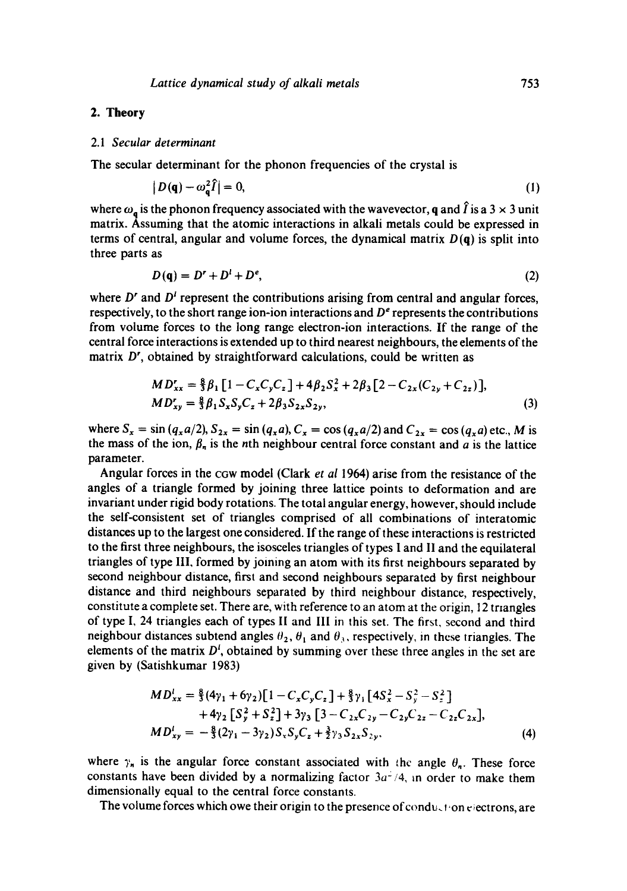## 2. Theory

### 2.1 *Secular determinant*

The secular determinant for the phonon frequencies of the crystal is

$$|D(\mathbf{q}) - \omega_{\mathbf{q}}^2 \hat{I}| = 0, \tag{1}$$

where $\omega_{\mathbf{q}}$ is the phonon frequency associated with the wavevector, $\mathbf{q}$ and $\hat{I}$ is a $3 \times 3$ unit matrix. Assuming that the atomic interactions in alkali metals could be expressed in terms of central, angular and volume forces, the dynamical matrix $D(\mathbf{q})$ is split into three parts as

$$D(\mathbf{q}) = D^r + D^l + D^e, \tag{2}$$

where $D^r$ and $D^l$ represent the contributions arising from central and angular forces, respectively, to the short range ion-ion interactions and $D^e$ represents the contributions from volume forces to the long range electron-ion interactions. If the range of the central force interactions is extended up to third nearest neighbours, the elements of the matrix $D^r$, obtained by straightforward calculations, could be written as

$$\begin{aligned} MD_{xx}^r &= \tfrac{8}{3}\beta_1 [1 - C_x C_y C_z] + 4\beta_2 S_x^2 + 2\beta_3 [2 - C_{2x}(C_{2y} + C_{2z})], \\ MD_{xy}^r &= \tfrac{8}{3}\beta_1 S_x S_y C_z + 2\beta_3 S_{2x} S_{2y}, \end{aligned} \tag{3}$$

where $S_x = \sin(q_x a/2)$, $S_{2x} = \sin(q_x a)$, $C_x = \cos(q_x a/2)$ and $C_{2x} = \cos(q_x a)$ etc., $M$ is the mass of the ion, $\beta_n$ is the $n$th neighbour central force constant and $a$ is the lattice parameter.

Angular forces in the CGW model (Clark *et al* 1964) arise from the resistance of the angles of a triangle formed by joining three lattice points to deformation and are invariant under rigid body rotations. The total angular energy, however, should include the self-consistent set of triangles comprised of all combinations of interatomic distances up to the largest one considered. If the range of these interactions is restricted to the first three neighbours, the isosceles triangles of types I and II and the equilateral triangles of type III, formed by joining an atom with its first neighbours separated by second neighbour distance, first and second neighbours separated by first neighbour distance and third neighbours separated by third neighbour distance, respectively, constitute a complete set. There are, with reference to an atom at the origin, 12 triangles of type I, 24 triangles each of types II and III in this set. The first, second and third neighbour distances subtend angles $\theta_2$, $\theta_1$ and $\theta_3$, respectively, in these triangles. The elements of the matrix $D^l$, obtained by summing over these three angles in the set are given by (Satishkumar 1983)

$$\begin{aligned} MD_{xx}^l &= \tfrac{8}{3}(4\gamma_1 + 6\gamma_2)[1 - C_x C_y C_z] + \tfrac{8}{3}\gamma_1 [4S_x^2 - S_y^2 - S_z^2] \\ &\quad + 4\gamma_2 [S_y^2 + S_z^2] + 3\gamma_3 [3 - C_{2x}C_{2y} - C_{2y}C_{2z} - C_{2z}C_{2x}], \\ MD_{xy}^l &= -\tfrac{8}{3}(2\gamma_1 - 3\gamma_2) S_x S_y C_z + \tfrac{3}{2}\gamma_3 S_{2x} S_{2y}, \end{aligned} \tag{4}$$

where $\gamma_n$ is the angular force constant associated with the angle $\theta_n$. These force constants have been divided by a normalizing factor $3a^2/4$, in order to make them dimensionally equal to the central force constants.

The volume forces which owe their origin to the presence of conduction electrons, are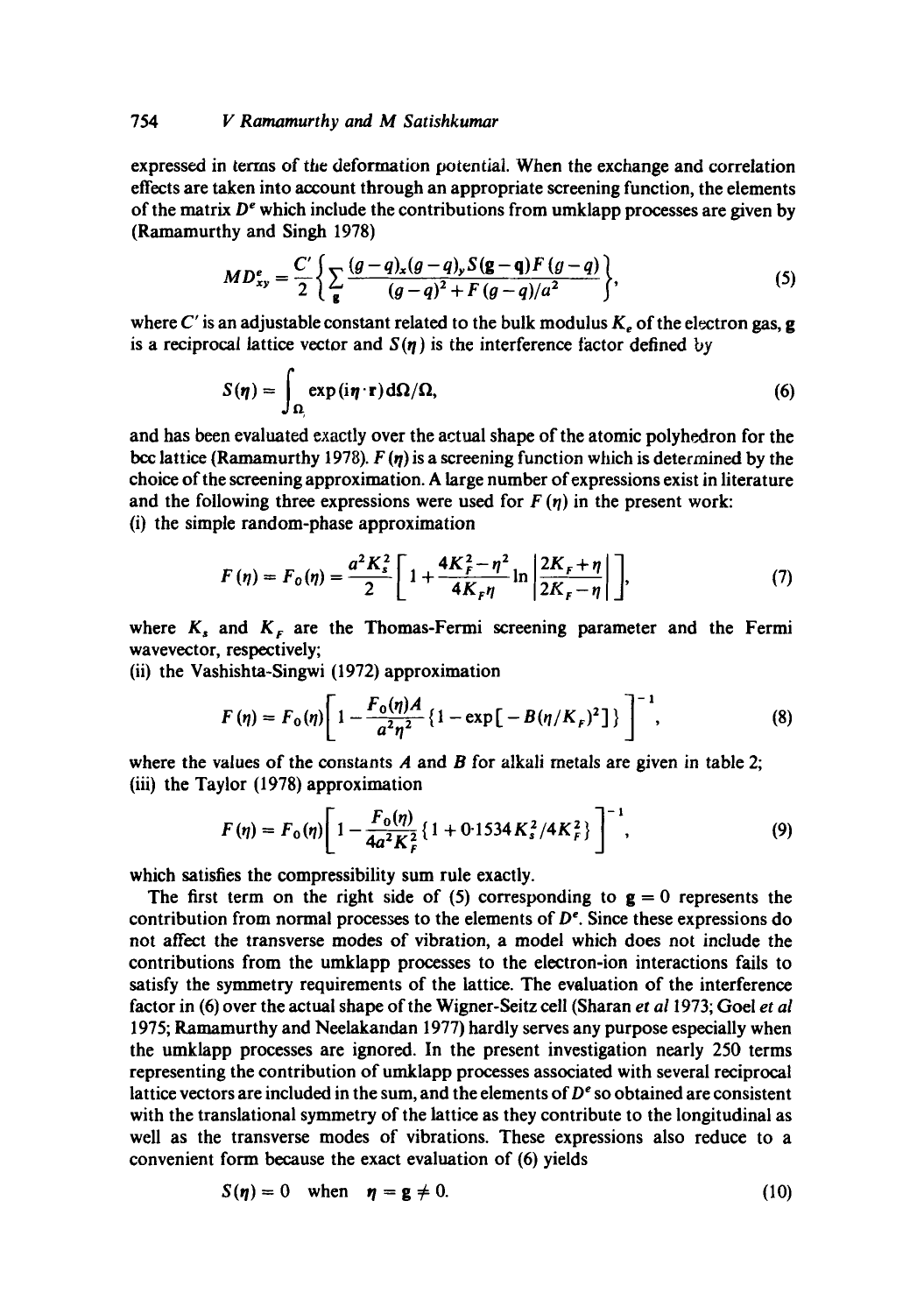expressed in terms of the deformation potential. When the exchange and correlation effects are taken into account through an appropriate screening function, the elements of the matrix $D^e$ which include the contributions from umklapp processes are given by (Ramamurthy and Singh 1978)

$$MD^e_{xy} = \frac{C'}{2}\left\{\sum_{\mathbf{g}} \frac{(g-q)_x (g-q)_y S(\mathbf{g}-\mathbf{q}) F(g-q)}{(g-q)^2 + F(g-q)/a^2}\right\}, \tag{5}$$

where $C'$ is an adjustable constant related to the bulk modulus $K_e$ of the electron gas, $\mathbf{g}$ is a reciprocal lattice vector and $S(\eta)$ is the interference factor defined by

$$S(\eta) = \int_{\Omega} \exp(i\eta \cdot \mathbf{r})\, \mathrm{d}\Omega/\Omega, \tag{6}$$

and has been evaluated exactly over the actual shape of the atomic polyhedron for the bcc lattice (Ramamurthy 1978). $F(\eta)$ is a screening function which is determined by the choice of the screening approximation. A large number of expressions exist in literature and the following three expressions were used for $F(\eta)$ in the present work:

(i) the simple random-phase approximation

$$F(\eta) = F_0(\eta) = \frac{a^2 K_s^2}{2}\left[1 + \frac{4K_F^2 - \eta^2}{4K_F \eta} \ln\left|\frac{2K_F + \eta}{2K_F - \eta}\right|\right], \tag{7}$$

where $K_s$ and $K_F$ are the Thomas-Fermi screening parameter and the Fermi wavevector, respectively;

(ii) the Vashishta-Singwi (1972) approximation

$$F(\eta) = F_0(\eta)\left[1 - \frac{F_0(\eta) A}{a^2 \eta^2}\{1 - \exp[-B(\eta/K_F)^2]\}\right]^{-1}, \tag{8}$$

where the values of the constants $A$ and $B$ for alkali metals are given in table 2;

(iii) the Taylor (1978) approximation

$$F(\eta) = F_0(\eta)\left[1 - \frac{F_0(\eta)}{4a^2 K_F^2}\{1 + 0{\cdot}1534 K_s^2/4K_F^2\}\right]^{-1}, \tag{9}$$

which satisfies the compressibility sum rule exactly.

The first term on the right side of (5) corresponding to $\mathbf{g} = 0$ represents the contribution from normal processes to the elements of $D^e$. Since these expressions do not affect the transverse modes of vibration, a model which does not include the contributions from the umklapp processes to the electron-ion interactions fails to satisfy the symmetry requirements of the lattice. The evaluation of the interference factor in (6) over the actual shape of the Wigner-Seitz cell (Sharan *et al* 1973; Goel *et al* 1975; Ramamurthy and Neelakandan 1977) hardly serves any purpose especially when the umklapp processes are ignored. In the present investigation nearly 250 terms representing the contribution of umklapp processes associated with several reciprocal lattice vectors are included in the sum, and the elements of $D^e$ so obtained are consistent with the translational symmetry of the lattice as they contribute to the longitudinal as well as the transverse modes of vibrations. These expressions also reduce to a convenient form because the exact evaluation of (6) yields

$$S(\eta) = 0 \quad \text{when} \quad \eta = \mathbf{g} \neq 0. \tag{10}$$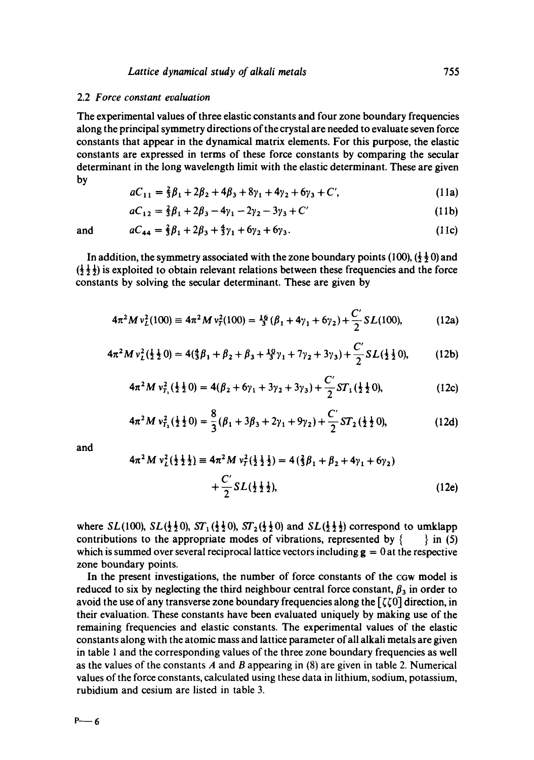### 2.2 Force constant evaluation

The experimental values of three elastic constants and four zone boundary frequencies along the principal symmetry directions of the crystal are needed to evaluate seven force constants that appear in the dynamical matrix elements. For this purpose, the elastic constants are expressed in terms of these force constants by comparing the secular determinant in the long wavelength limit with the elastic determinant. These are given by

$$aC_{11} = \tfrac{2}{3}\beta_1 + 2\beta_2 + 4\beta_3 + 8\gamma_1 + 4\gamma_2 + 6\gamma_3 + C', \tag{11a}$$

$$aC_{12} = \tfrac{2}{3}\beta_1 + 2\beta_3 - 4\gamma_1 - 2\gamma_2 - 3\gamma_3 + C' \tag{11b}$$

and

$$aC_{44} = \tfrac{2}{3}\beta_1 + 2\beta_3 + \tfrac{4}{3}\gamma_1 + 6\gamma_2 + 6\gamma_3. \tag{11c}$$

In addition, the symmetry associated with the zone boundary points (100), $(\frac{1}{2}\frac{1}{2}0)$ and $(\frac{1}{2}\frac{1}{2}\frac{1}{2})$ is exploited to obtain relevant relations between these frequencies and the force constants by solving the secular determinant. These are given by

$$4\pi^2 M \nu_L^2(100) \equiv 4\pi^2 M \nu_T^2(100) = \tfrac{16}{3}(\beta_1 + 4\gamma_1 + 6\gamma_2) + \frac{C'}{2} SL(100), \tag{12a}$$

$$4\pi^2 M \nu_L^2(\tfrac{1}{2}\tfrac{1}{2}0) = 4(\tfrac{4}{3}\beta_1 + \beta_2 + \beta_3 + \tfrac{10}{3}\gamma_1 + 7\gamma_2 + 3\gamma_3) + \frac{C'}{2} SL(\tfrac{1}{2}\tfrac{1}{2}0), \tag{12b}$$

$$4\pi^2 M \nu_{T_1}^2(\tfrac{1}{2}\tfrac{1}{2}0) = 4(\beta_2 + 6\gamma_1 + 3\gamma_2 + 3\gamma_3) + \frac{C'}{2} ST_1(\tfrac{1}{2}\tfrac{1}{2}0), \tag{12c}$$

$$4\pi^2 M \nu_{T_2}^2(\tfrac{1}{2}\tfrac{1}{2}0) = \frac{8}{3}(\beta_1 + 3\beta_3 + 2\gamma_1 + 9\gamma_2) + \frac{C'}{2} ST_2(\tfrac{1}{2}\tfrac{1}{2}0), \tag{12d}$$

and

$$4\pi^2 M \nu_L^2(\tfrac{1}{2}\tfrac{1}{2}\tfrac{1}{2}) \equiv 4\pi^2 M \nu_T^2(\tfrac{1}{2}\tfrac{1}{2}\tfrac{1}{2}) = 4(\tfrac{2}{3}\beta_1 + \beta_2 + 4\gamma_1 + 6\gamma_2) + \frac{C'}{2} SL(\tfrac{1}{2}\tfrac{1}{2}\tfrac{1}{2}), \tag{12e}$$

where $SL(100)$, $SL(\frac{1}{2}\frac{1}{2}0)$, $ST_1(\frac{1}{2}\frac{1}{2}0)$, $ST_2(\frac{1}{2}\frac{1}{2}0)$ and $SL(\frac{1}{2}\frac{1}{2}\frac{1}{2})$ correspond to umklapp contributions to the appropriate modes of vibrations, represented by { } in (5) which is summed over several reciprocal lattice vectors including $\mathbf{g} = 0$ at the respective zone boundary points.

In the present investigations, the number of force constants of the CGW model is reduced to six by neglecting the third neighbour central force constant, $\beta_3$ in order to avoid the use of any transverse zone boundary frequencies along the $[\zeta\zeta 0]$ direction, in their evaluation. These constants have been evaluated uniquely by making use of the remaining frequencies and elastic constants. The experimental values of the elastic constants along with the atomic mass and lattice parameter of all alkali metals are given in table 1 and the corresponding values of the three zone boundary frequencies as well as the values of the constants $A$ and $B$ appearing in (8) are given in table 2. Numerical values of the force constants, calculated using these data in lithium, sodium, potassium, rubidium and cesium are listed in table 3.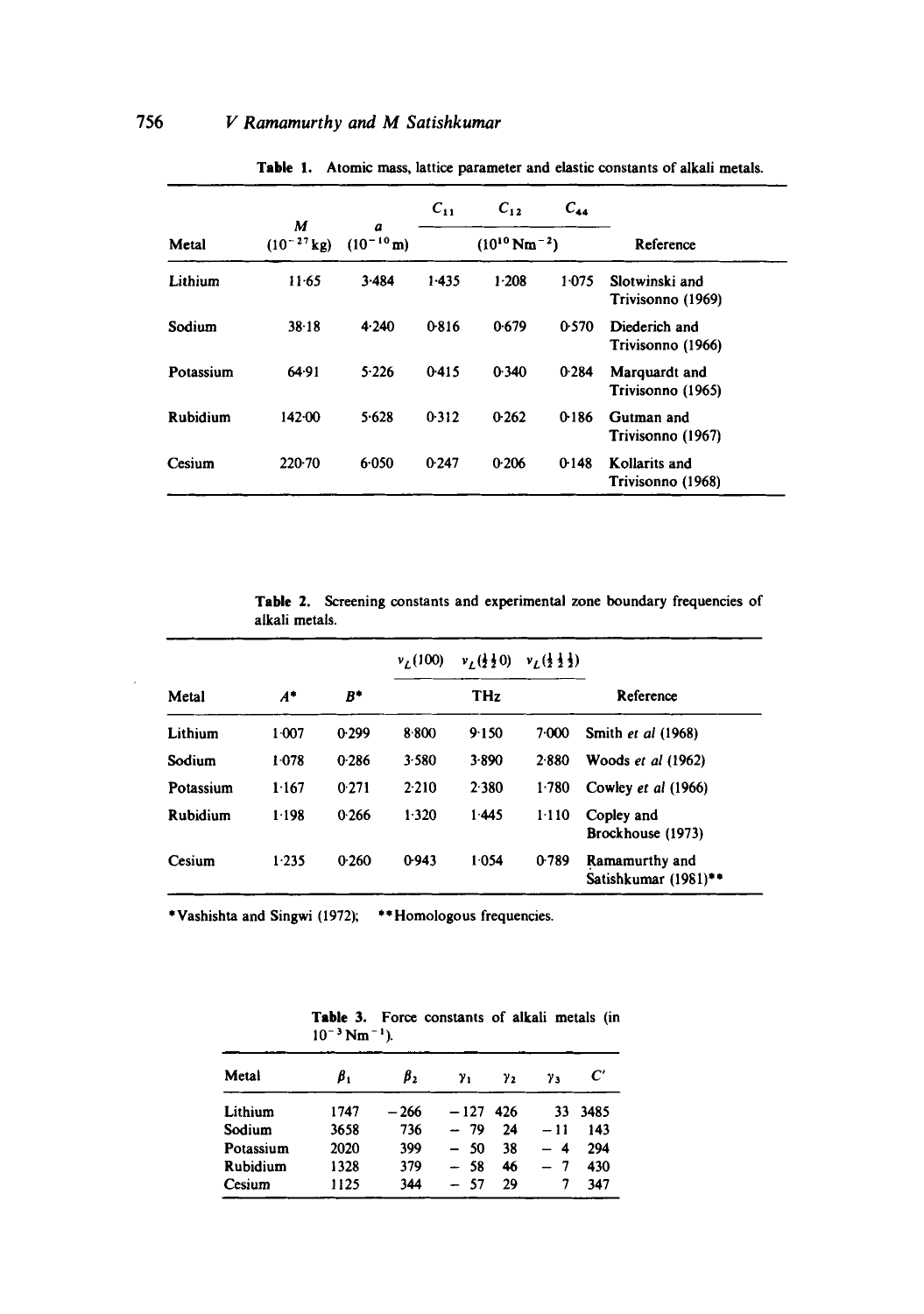**Table 1.** Atomic mass, lattice parameter and elastic constants of alkali metals.

| Metal | $M$ ($10^{-27}$ kg) | $a$ ($10^{-10}$ m) | $C_{11}$ ($10^{10}$ Nm$^{-2}$) | $C_{12}$ | $C_{44}$ | Reference |
|---|---|---|---|---|---|---|
| Lithium | 11·65 | 3·484 | 1·435 | 1·208 | 1·075 | Slotwinski and Trivisonno (1969) |
| Sodium | 38·18 | 4·240 | 0·816 | 0·679 | 0·570 | Diederich and Trivisonno (1966) |
| Potassium | 64·91 | 5·226 | 0·415 | 0·340 | 0·284 | Marquardt and Trivisonno (1965) |
| Rubidium | 142·00 | 5·628 | 0·312 | 0·262 | 0·186 | Gutman and Trivisonno (1967) |
| Cesium | 220·70 | 6·050 | 0·247 | 0·206 | 0·148 | Kollarits and Trivisonno (1968) |

**Table 2.** Screening constants and experimental zone boundary frequencies of alkali metals.

| Metal | $A$* | $B$* | $\nu_L(100)$ (THz) | $\nu_L(\frac{1}{2}\frac{1}{2}0)$ | $\nu_L(\frac{1}{2}\frac{1}{2}\frac{1}{2})$ | Reference |
|---|---|---|---|---|---|---|
| Lithium | 1·007 | 0·299 | 8·800 | 9·150 | 7·000 | Smith *et al* (1968) |
| Sodium | 1·078 | 0·286 | 3·580 | 3·890 | 2·880 | Woods *et al* (1962) |
| Potassium | 1·167 | 0·271 | 2·210 | 2·380 | 1·780 | Cowley *et al* (1966) |
| Rubidium | 1·198 | 0·266 | 1·320 | 1·445 | 1·110 | Copley and Brockhouse (1973) |
| Cesium | 1·235 | 0·260 | 0·943 | 1·054 | 0·789 | Ramamurthy and Satishkumar (1981)** |

*Vashishta and Singwi (1972); **Homologous frequencies.

**Table 3.** Force constants of alkali metals (in $10^{-3}$ Nm$^{-1}$).

| Metal | $\beta_1$ | $\beta_2$ | $\gamma_1$ | $\gamma_2$ | $\gamma_3$ | $C'$ |
|---|---|---|---|---|---|---|
| Lithium | 1747 | −266 | −127 | 426 | 33 | 3485 |
| Sodium | 3658 | 736 | −79 | 24 | −11 | 143 |
| Potassium | 2020 | 399 | −50 | 38 | −4 | 294 |
| Rubidium | 1328 | 379 | −58 | 46 | −7 | 430 |
| Cesium | 1125 | 344 | −57 | 29 | 7 | 347 |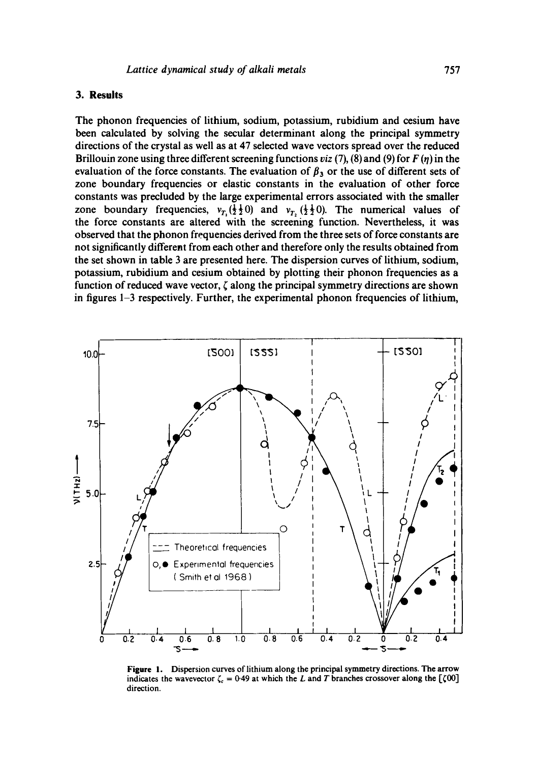## 3. Results

The phonon frequencies of lithium, sodium, potassium, rubidium and cesium have been calculated by solving the secular determinant along the principal symmetry directions of the crystal as well as at 47 selected wave vectors spread over the reduced Brillouin zone using three different screening functions *viz* (7), (8) and (9) for $F(\eta)$ in the evaluation of the force constants. The evaluation of $\beta_3$ or the use of different sets of zone boundary frequencies or elastic constants in the evaluation of other force constants was precluded by the large experimental errors associated with the smaller zone boundary frequencies, $\nu_{T_1}(\frac{1}{2}\frac{1}{2}0)$ and $\nu_{T_2}(\frac{1}{2}\frac{1}{2}0)$. The numerical values of the force constants are altered with the screening function. Nevertheless, it was observed that the phonon frequencies derived from the three sets of force constants are not significantly different from each other and therefore only the results obtained from the set shown in table 3 are presented here. The dispersion curves of lithium, sodium, potassium, rubidium and cesium obtained by plotting their phonon frequencies as a function of reduced wave vector, $\zeta$ along the principal symmetry directions are shown in figures 1–3 respectively. Further, the experimental phonon frequencies of lithium,

**Figure 1.** Dispersion curves of lithium along the principal symmetry directions. The arrow indicates the wavevector $\zeta_c = 0.49$ at which the $L$ and $T$ branches crossover along the $[\zeta 00]$ direction.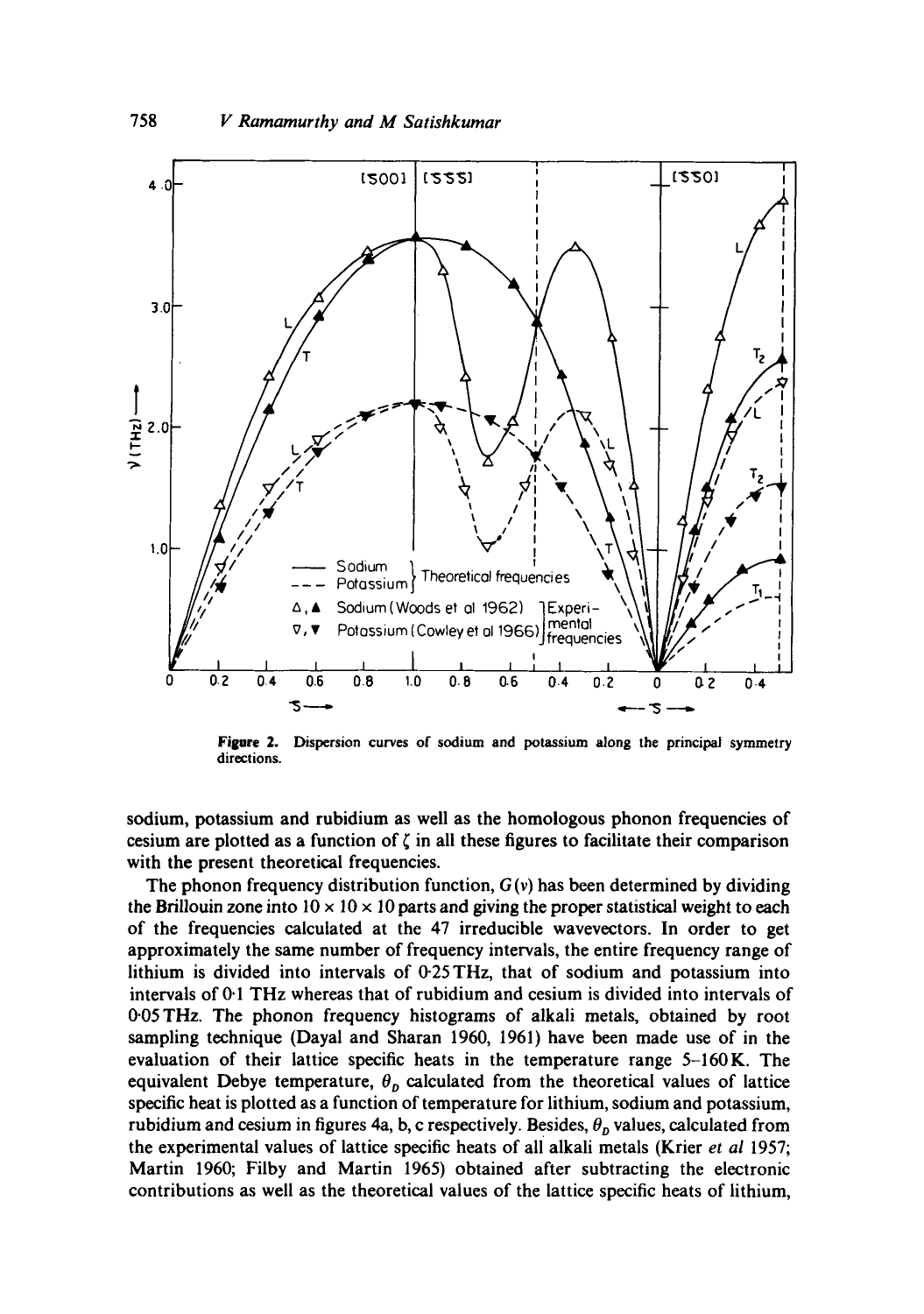**Figure 2.** Dispersion curves of sodium and potassium along the principal symmetry directions.

sodium, potassium and rubidium as well as the homologous phonon frequencies of cesium are plotted as a function of $\zeta$ in all these figures to facilitate their comparison with the present theoretical frequencies.

The phonon frequency distribution function, $G(\nu)$ has been determined by dividing the Brillouin zone into $10 \times 10 \times 10$ parts and giving the proper statistical weight to each of the frequencies calculated at the 47 irreducible wavevectors. In order to get approximately the same number of frequency intervals, the entire frequency range of lithium is divided into intervals of 0·25 THz, that of sodium and potassium into intervals of 0·1 THz whereas that of rubidium and cesium is divided into intervals of 0·05 THz. The phonon frequency histograms of alkali metals, obtained by root sampling technique (Dayal and Sharan 1960, 1961) have been made use of in the evaluation of their lattice specific heats in the temperature range 5–160 K. The equivalent Debye temperature, $\theta_D$ calculated from the theoretical values of lattice specific heat is plotted as a function of temperature for lithium, sodium and potassium, rubidium and cesium in figures 4a, b, c respectively. Besides, $\theta_D$ values, calculated from the experimental values of lattice specific heats of all alkali metals (Krier *et al* 1957; Martin 1960; Filby and Martin 1965) obtained after subtracting the electronic contributions as well as the theoretical values of the lattice specific heats of lithium,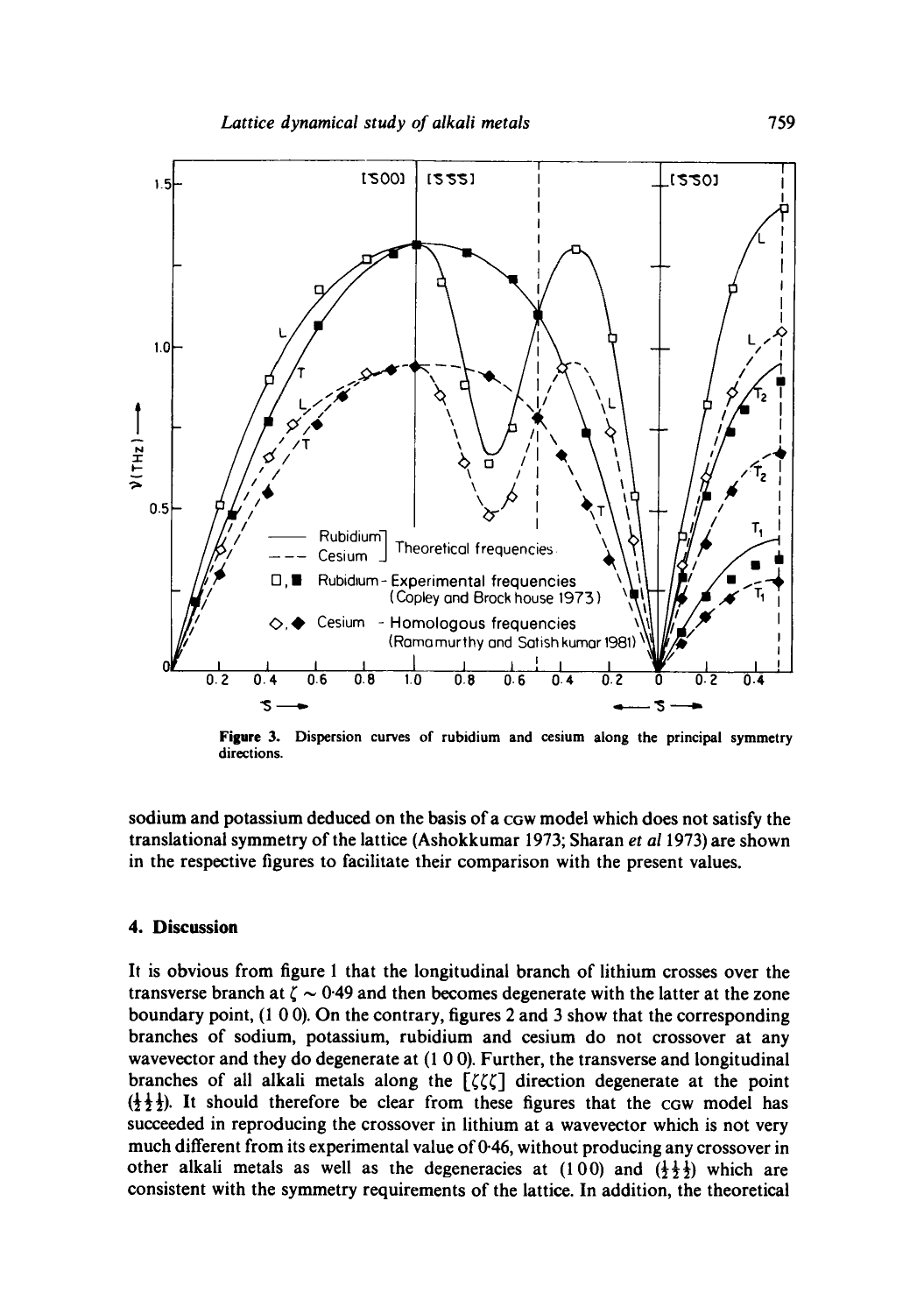Figure 3. Dispersion curves of rubidium and cesium along the principal symmetry directions.

sodium and potassium deduced on the basis of a CGW model which does not satisfy the translational symmetry of the lattice (Ashokkumar 1973; Sharan *et al* 1973) are shown in the respective figures to facilitate their comparison with the present values.

## 4. Discussion

It is obvious from figure 1 that the longitudinal branch of lithium crosses over the transverse branch at $\zeta \sim 0{\cdot}49$ and then becomes degenerate with the latter at the zone boundary point, (1 0 0). On the contrary, figures 2 and 3 show that the corresponding branches of sodium, potassium, rubidium and cesium do not crossover at any wavevector and they do degenerate at (1 0 0). Further, the transverse and longitudinal branches of all alkali metals along the $[\zeta\zeta\zeta]$ direction degenerate at the point $(\frac{1}{2}\frac{1}{2}\frac{1}{2})$. It should therefore be clear from these figures that the CGW model has succeeded in reproducing the crossover in lithium at a wavevector which is not very much different from its experimental value of 0·46, without producing any crossover in other alkali metals as well as the degeneracies at (1 0 0) and $(\frac{1}{2}\frac{1}{2}\frac{1}{2})$ which are consistent with the symmetry requirements of the lattice. In addition, the theoretical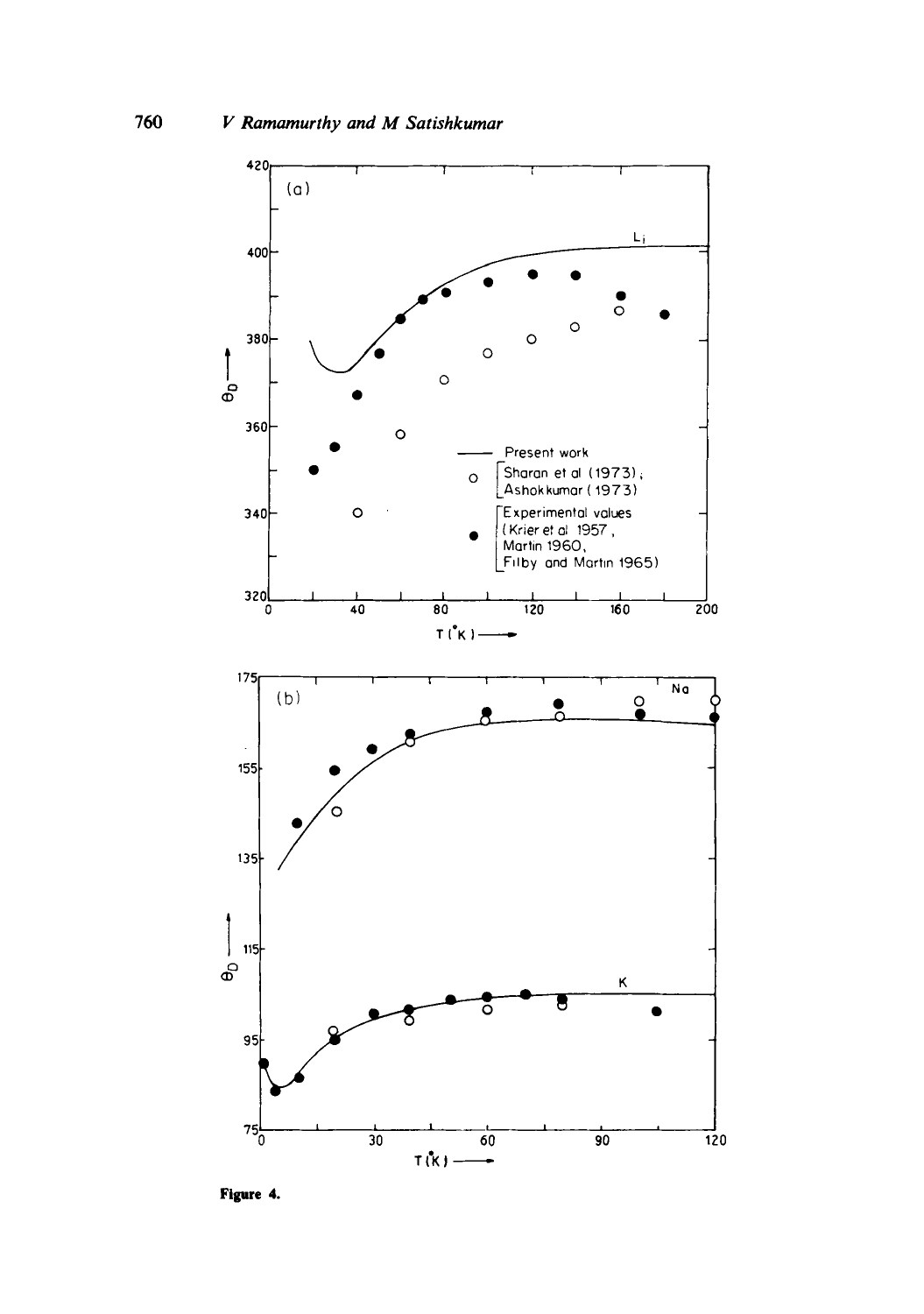Figure 4.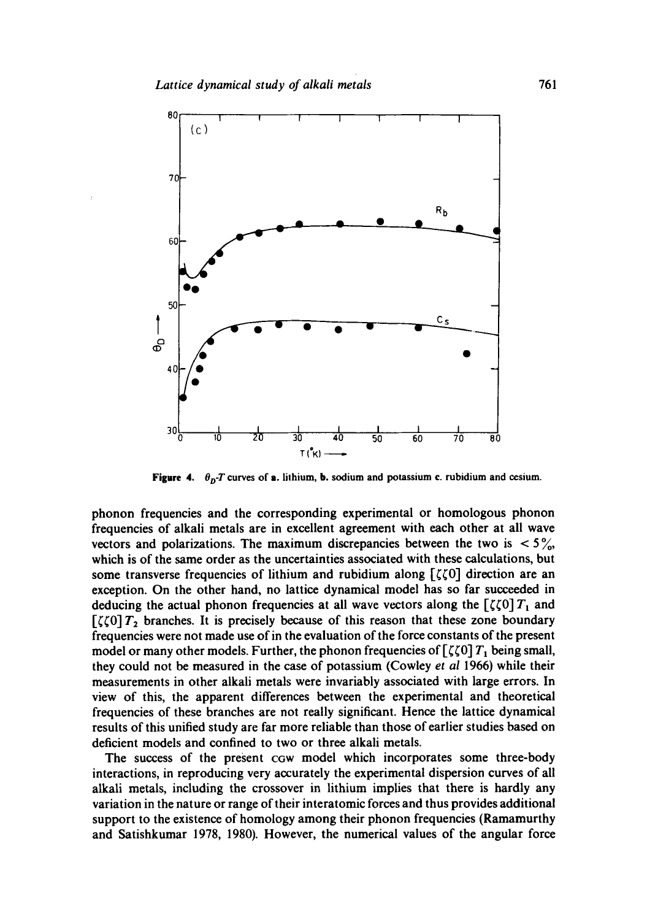**Figure 4.** $\theta_D$-$T$ curves of **a.** lithium, **b.** sodium and potassium **c.** rubidium and cesium.

phonon frequencies and the corresponding experimental or homologous phonon frequencies of alkali metals are in excellent agreement with each other at all wave vectors and polarizations. The maximum discrepancies between the two is $< 5\%$, which is of the same order as the uncertainties associated with these calculations, but some transverse frequencies of lithium and rubidium along $[\zeta\zeta 0]$ direction are an exception. On the other hand, no lattice dynamical model has so far succeeded in deducing the actual phonon frequencies at all wave vectors along the $[\zeta\zeta 0]\, T_1$ and $[\zeta\zeta 0]\, T_2$ branches. It is precisely because of this reason that these zone boundary frequencies were not made use of in the evaluation of the force constants of the present model or many other models. Further, the phonon frequencies of $[\zeta\zeta 0]\, T_1$ being small, they could not be measured in the case of potassium (Cowley *et al* 1966) while their measurements in other alkali metals were invariably associated with large errors. In view of this, the apparent differences between the experimental and theoretical frequencies of these branches are not really significant. Hence the lattice dynamical results of this unified study are far more reliable than those of earlier studies based on deficient models and confined to two or three alkali metals.

The success of the present CGW model which incorporates some three-body interactions, in reproducing very accurately the experimental dispersion curves of all alkali metals, including the crossover in lithium implies that there is hardly any variation in the nature or range of their interatomic forces and thus provides additional support to the existence of homology among their phonon frequencies (Ramamurthy and Satishkumar 1978, 1980). However, the numerical values of the angular force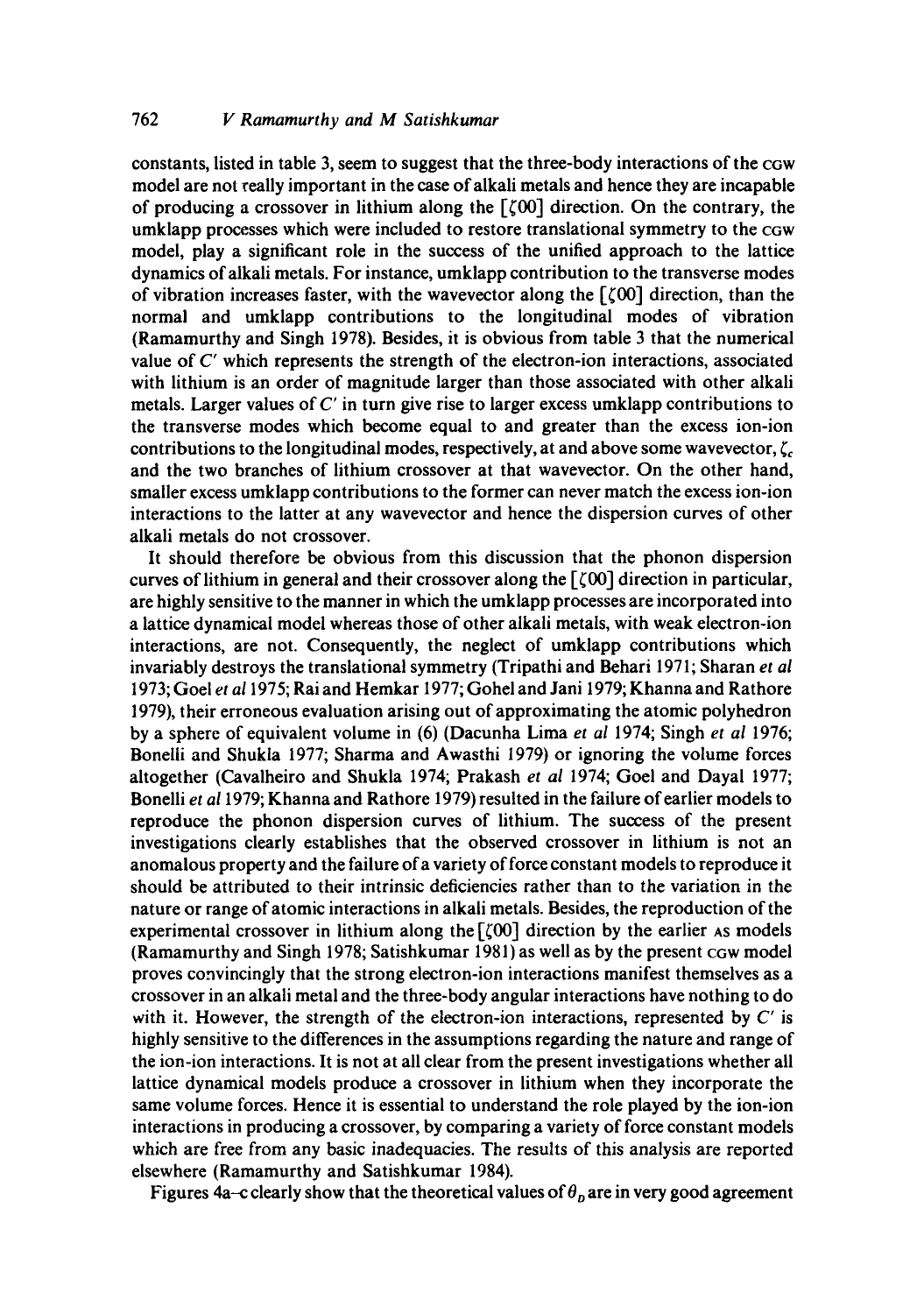constants, listed in table 3, seem to suggest that the three-body interactions of the CGW model are not really important in the case of alkali metals and hence they are incapable of producing a crossover in lithium along the [ζ00] direction. On the contrary, the umklapp processes which were included to restore translational symmetry to the CGW model, play a significant role in the success of the unified approach to the lattice dynamics of alkali metals. For instance, umklapp contribution to the transverse modes of vibration increases faster, with the wavevector along the [ζ00] direction, than the normal and umklapp contributions to the longitudinal modes of vibration (Ramamurthy and Singh 1978). Besides, it is obvious from table 3 that the numerical value of $C'$ which represents the strength of the electron-ion interactions, associated with lithium is an order of magnitude larger than those associated with other alkali metals. Larger values of $C'$ in turn give rise to larger excess umklapp contributions to the transverse modes which become equal to and greater than the excess ion-ion contributions to the longitudinal modes, respectively, at and above some wavevector, $\zeta_c$ and the two branches of lithium crossover at that wavevector. On the other hand, smaller excess umklapp contributions to the former can never match the excess ion-ion interactions to the latter at any wavevector and hence the dispersion curves of other alkali metals do not crossover.

It should therefore be obvious from this discussion that the phonon dispersion curves of lithium in general and their crossover along the [ζ00] direction in particular, are highly sensitive to the manner in which the umklapp processes are incorporated into a lattice dynamical model whereas those of other alkali metals, with weak electron-ion interactions, are not. Consequently, the neglect of umklapp contributions which invariably destroys the translational symmetry (Tripathi and Behari 1971; Sharan *et al* 1973; Goel *et al* 1975; Rai and Hemkar 1977; Gohel and Jani 1979; Khanna and Rathore 1979), their erroneous evaluation arising out of approximating the atomic polyhedron by a sphere of equivalent volume in (6) (Dacunha Lima *et al* 1974; Singh *et al* 1976; Bonelli and Shukla 1977; Sharma and Awasthi 1979) or ignoring the volume forces altogether (Cavalheiro and Shukla 1974; Prakash *et al* 1974; Goel and Dayal 1977; Bonelli *et al* 1979; Khanna and Rathore 1979) resulted in the failure of earlier models to reproduce the phonon dispersion curves of lithium. The success of the present investigations clearly establishes that the observed crossover in lithium is not an anomalous property and the failure of a variety of force constant models to reproduce it should be attributed to their intrinsic deficiencies rather than to the variation in the nature or range of atomic interactions in alkali metals. Besides, the reproduction of the experimental crossover in lithium along the [ζ00] direction by the earlier AS models (Ramamurthy and Singh 1978; Satishkumar 1981) as well as by the present CGW model proves convincingly that the strong electron-ion interactions manifest themselves as a crossover in an alkali metal and the three-body angular interactions have nothing to do with it. However, the strength of the electron-ion interactions, represented by $C'$ is highly sensitive to the differences in the assumptions regarding the nature and range of the ion-ion interactions. It is not at all clear from the present investigations whether all lattice dynamical models produce a crossover in lithium when they incorporate the same volume forces. Hence it is essential to understand the role played by the ion-ion interactions in producing a crossover, by comparing a variety of force constant models which are free from any basic inadequacies. The results of this analysis are reported elsewhere (Ramamurthy and Satishkumar 1984).

Figures 4a–c clearly show that the theoretical values of $\theta_D$ are in very good agreement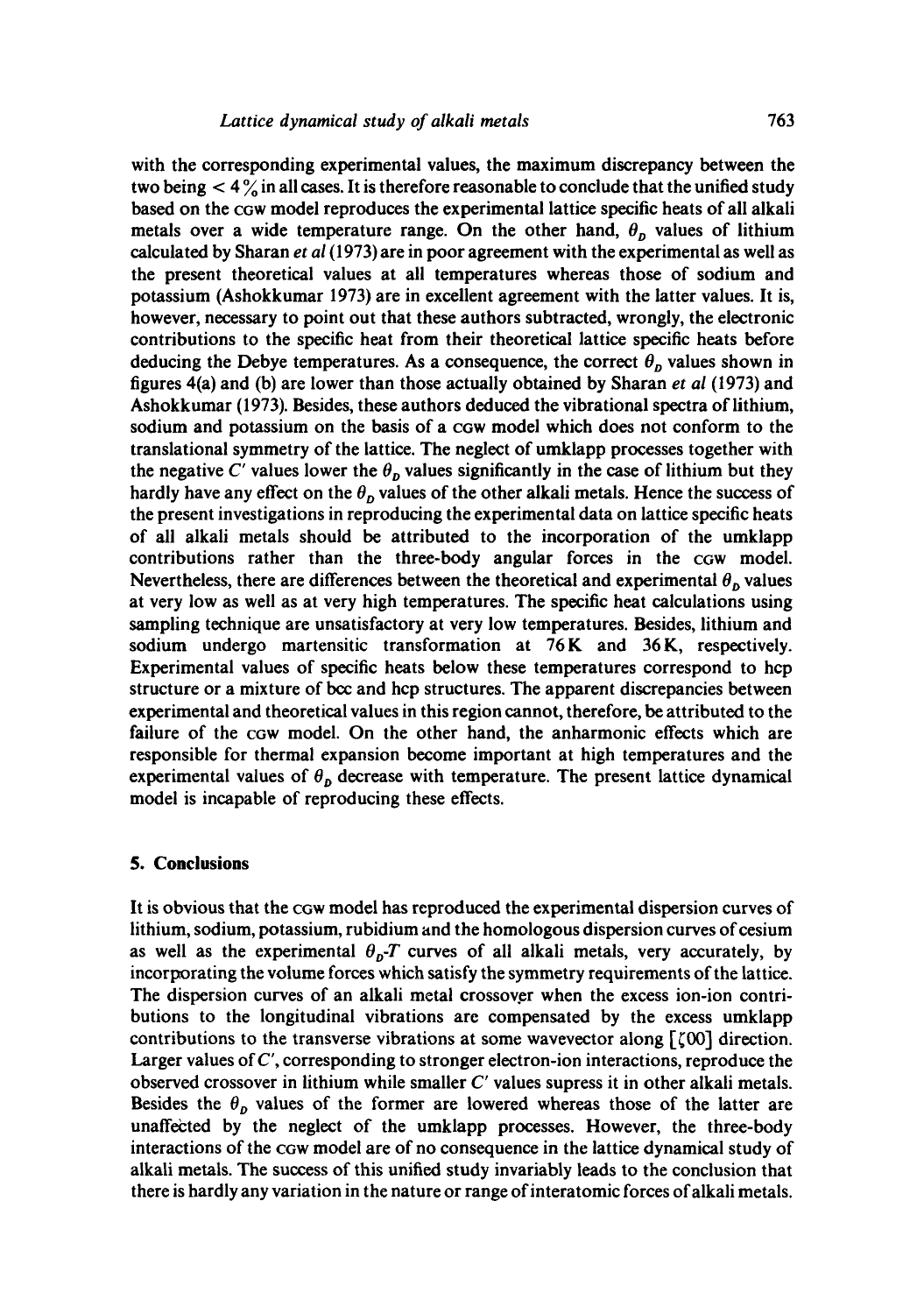with the corresponding experimental values, the maximum discrepancy between the two being $< 4\%$ in all cases. It is therefore reasonable to conclude that the unified study based on the CGW model reproduces the experimental lattice specific heats of all alkali metals over a wide temperature range. On the other hand, $\theta_D$ values of lithium calculated by Sharan *et al* (1973) are in poor agreement with the experimental as well as the present theoretical values at all temperatures whereas those of sodium and potassium (Ashokkumar 1973) are in excellent agreement with the latter values. It is, however, necessary to point out that these authors subtracted, wrongly, the electronic contributions to the specific heat from their theoretical lattice specific heats before deducing the Debye temperatures. As a consequence, the correct $\theta_D$ values shown in figures 4(a) and (b) are lower than those actually obtained by Sharan *et al* (1973) and Ashokkumar (1973). Besides, these authors deduced the vibrational spectra of lithium, sodium and potassium on the basis of a CGW model which does not conform to the translational symmetry of the lattice. The neglect of umklapp processes together with the negative $C'$ values lower the $\theta_D$ values significantly in the case of lithium but they hardly have any effect on the $\theta_D$ values of the other alkali metals. Hence the success of the present investigations in reproducing the experimental data on lattice specific heats of all alkali metals should be attributed to the incorporation of the umklapp contributions rather than the three-body angular forces in the CGW model. Nevertheless, there are differences between the theoretical and experimental $\theta_D$ values at very low as well as at very high temperatures. The specific heat calculations using sampling technique are unsatisfactory at very low temperatures. Besides, lithium and sodium undergo martensitic transformation at 76 K and 36 K, respectively. Experimental values of specific heats below these temperatures correspond to hcp structure or a mixture of bcc and hcp structures. The apparent discrepancies between experimental and theoretical values in this region cannot, therefore, be attributed to the failure of the CGW model. On the other hand, the anharmonic effects which are responsible for thermal expansion become important at high temperatures and the experimental values of $\theta_D$ decrease with temperature. The present lattice dynamical model is incapable of reproducing these effects.

## 5. Conclusions

It is obvious that the CGW model has reproduced the experimental dispersion curves of lithium, sodium, potassium, rubidium and the homologous dispersion curves of cesium as well as the experimental $\theta_D$-$T$ curves of all alkali metals, very accurately, by incorporating the volume forces which satisfy the symmetry requirements of the lattice. The dispersion curves of an alkali metal crossover when the excess ion-ion contributions to the longitudinal vibrations are compensated by the excess umklapp contributions to the transverse vibrations at some wavevector along [$\zeta$00] direction. Larger values of $C'$, corresponding to stronger electron-ion interactions, reproduce the observed crossover in lithium while smaller $C'$ values supress it in other alkali metals. Besides the $\theta_D$ values of the former are lowered whereas those of the latter are unaffected by the neglect of the umklapp processes. However, the three-body interactions of the CGW model are of no consequence in the lattice dynamical study of alkali metals. The success of this unified study invariably leads to the conclusion that there is hardly any variation in the nature or range of interatomic forces of alkali metals.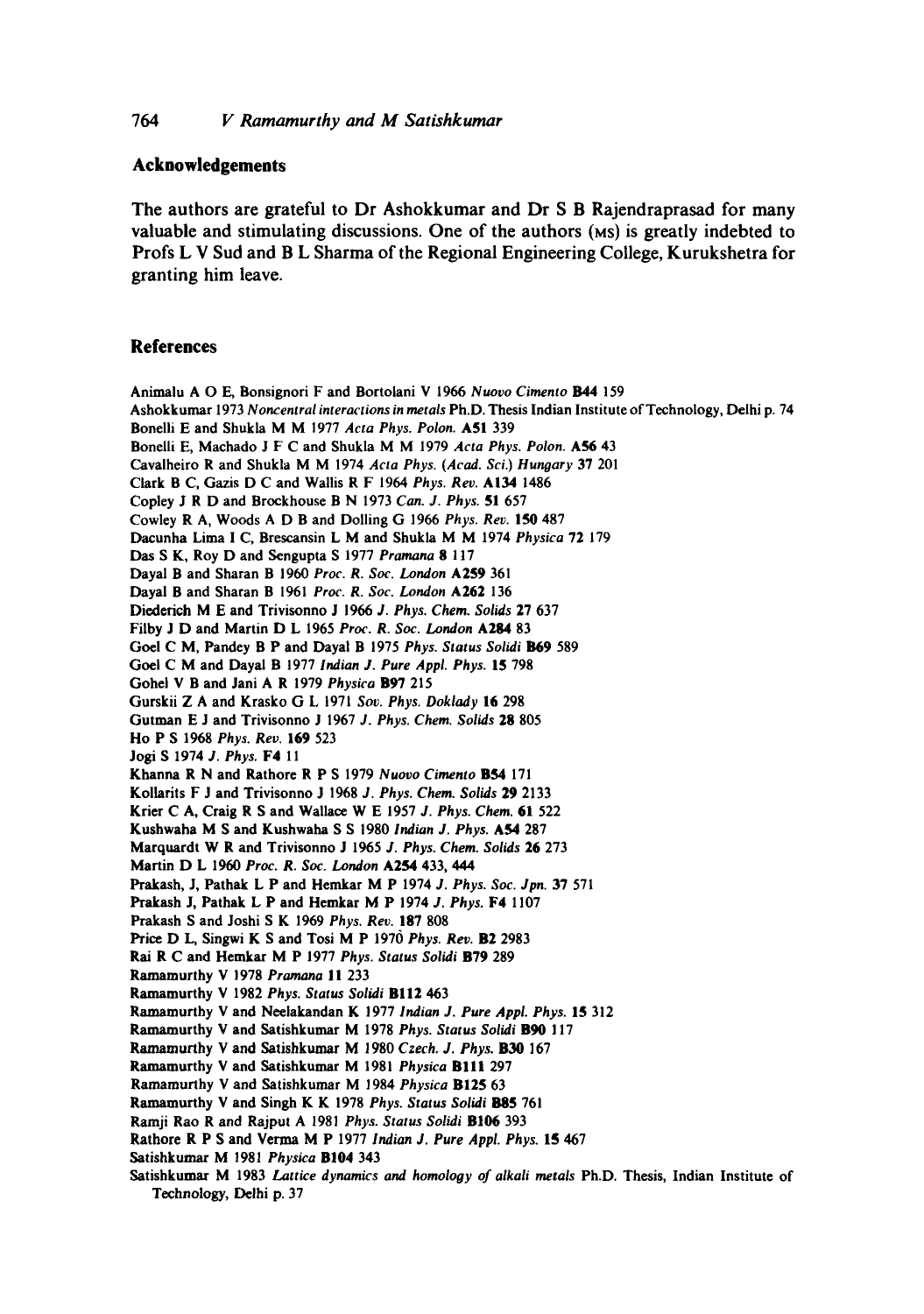## Acknowledgements

The authors are grateful to Dr Ashokkumar and Dr S B Rajendraprasad for many valuable and stimulating discussions. One of the authors (MS) is greatly indebted to Profs L V Sud and B L Sharma of the Regional Engineering College, Kurukshetra for granting him leave.

## References

Animalu A O E, Bonsignori F and Bortolani V 1966 *Nuovo Cimento* **B44** 159

Ashokkumar 1973 *Noncentral interactions in metals* Ph.D. Thesis Indian Institute of Technology, Delhi p. 74

Bonelli E and Shukla M M 1977 *Acta Phys. Polon.* **A51** 339

Bonelli E, Machado J F C and Shukla M M 1979 *Acta Phys. Polon.* **A56** 43

Cavalheiro R and Shukla M M 1974 *Acta Phys. (Acad. Sci.) Hungary* **37** 201

Clark B C, Gazis D C and Wallis R F 1964 *Phys. Rev.* **A134** 1486

Copley J R D and Brockhouse B N 1973 *Can. J. Phys.* **51** 657

Cowley R A, Woods A D B and Dolling G 1966 *Phys. Rev.* **150** 487

Dacunha Lima I C, Brescansin L M and Shukla M M 1974 *Physica* **72** 179

Das S K, Roy D and Sengupta S 1977 *Pramana* **8** 117

Dayal B and Sharan B 1960 *Proc. R. Soc. London* **A259** 361

Dayal B and Sharan B 1961 *Proc. R. Soc. London* **A262** 136

Diederich M E and Trivisonno J 1966 *J. Phys. Chem. Solids* **27** 637

Filby J D and Martin D L 1965 *Proc. R. Soc. London* **A284** 83

Goel C M, Pandey B P and Dayal B 1975 *Phys. Status Solidi* **B69** 589

Goel C M and Dayal B 1977 *Indian J. Pure Appl. Phys.* **15** 798

Gohel V B and Jani A R 1979 *Physica* **B97** 215

Gurskii Z A and Krasko G L 1971 *Sov. Phys. Doklady* **16** 298

Gutman E J and Trivisonno J 1967 *J. Phys. Chem. Solids* **28** 805

Ho P S 1968 *Phys. Rev.* **169** 523

Jogi S 1974 *J. Phys.* **F4** 11

Khanna R N and Rathore R P S 1979 *Nuovo Cimento* **B54** 171

Kollarits F J and Trivisonno J 1968 *J. Phys. Chem. Solids* **29** 2133

Krier C A, Craig R S and Wallace W E 1957 *J. Phys. Chem.* **61** 522

Kushwaha M S and Kushwaha S S 1980 *Indian J. Phys.* **A54** 287

Marquardt W R and Trivisonno J 1965 *J. Phys. Chem. Solids* **26** 273

Martin D L 1960 *Proc. R. Soc. London* **A254** 433, 444

Prakash, J, Pathak L P and Hemkar M P 1974 *J. Phys. Soc. Jpn.* **37** 571

Prakash J, Pathak L P and Hemkar M P 1974 *J. Phys.* **F4** 1107

Prakash S and Joshi S K 1969 *Phys. Rev.* **187** 808

Price D L, Singwi K S and Tosi M P 1970 *Phys. Rev.* **B2** 2983

Rai R C and Hemkar M P 1977 *Phys. Status Solidi* **B79** 289

Ramamurthy V 1978 *Pramana* **11** 233

Ramamurthy V 1982 *Phys. Status Solidi* **B112** 463

Ramamurthy V and Neelakandan K 1977 *Indian J. Pure Appl. Phys.* **15** 312

Ramamurthy V and Satishkumar M 1978 *Phys. Status Solidi* **B90** 117

Ramamurthy V and Satishkumar M 1980 *Czech. J. Phys.* **B30** 167

Ramamurthy V and Satishkumar M 1981 *Physica* **B111** 297

Ramamurthy V and Satishkumar M 1984 *Physica* **B125** 63

Ramamurthy V and Singh K K 1978 *Phys. Status Solidi* **B85** 761

Ramji Rao R and Rajput A 1981 *Phys. Status Solidi* **B106** 393

Rathore R P S and Verma M P 1977 *Indian J. Pure Appl. Phys.* **15** 467

Satishkumar M 1981 *Physica* **B104** 343

Satishkumar M 1983 *Lattice dynamics and homology of alkali metals* Ph.D. Thesis, Indian Institute of Technology, Delhi p. 37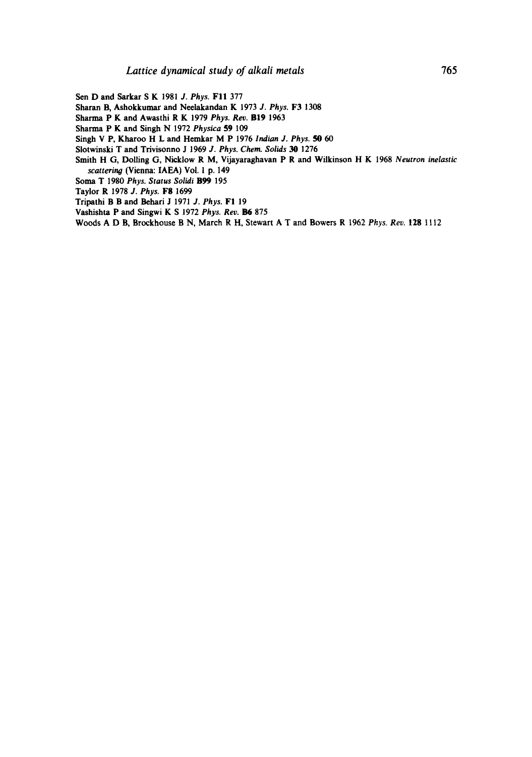Sen D and Sarkar S K 1981 *J. Phys.* **F11** 377

Sharan B, Ashokkumar and Neelakandan K 1973 *J. Phys.* **F3** 1308

Sharma P K and Awasthi R K 1979 *Phys. Rev.* **B19** 1963

Sharma P K and Singh N 1972 *Physica* **59** 109

Singh V P, Kharoo H L and Hemkar M P 1976 *Indian J. Phys.* **50** 60

Slotwinski T and Trivisonno J 1969 *J. Phys. Chem. Solids* **30** 1276

Smith H G, Dolling G, Nicklow R M, Vijayaraghavan P R and Wilkinson H K 1968 *Neutron inelastic scattering* (Vienna: IAEA) Vol. 1 p. 149

Soma T 1980 *Phys. Status Solidi* **B99** 195

Taylor R 1978 *J. Phys.* **F8** 1699

Tripathi B B and Behari J 1971 *J. Phys.* **F1** 19

Vashishta P and Singwi K S 1972 *Phys. Rev.* **B6** 875

Woods A D B, Brockhouse B N, March R H, Stewart A T and Bowers R 1962 *Phys. Rev.* **128** 1112